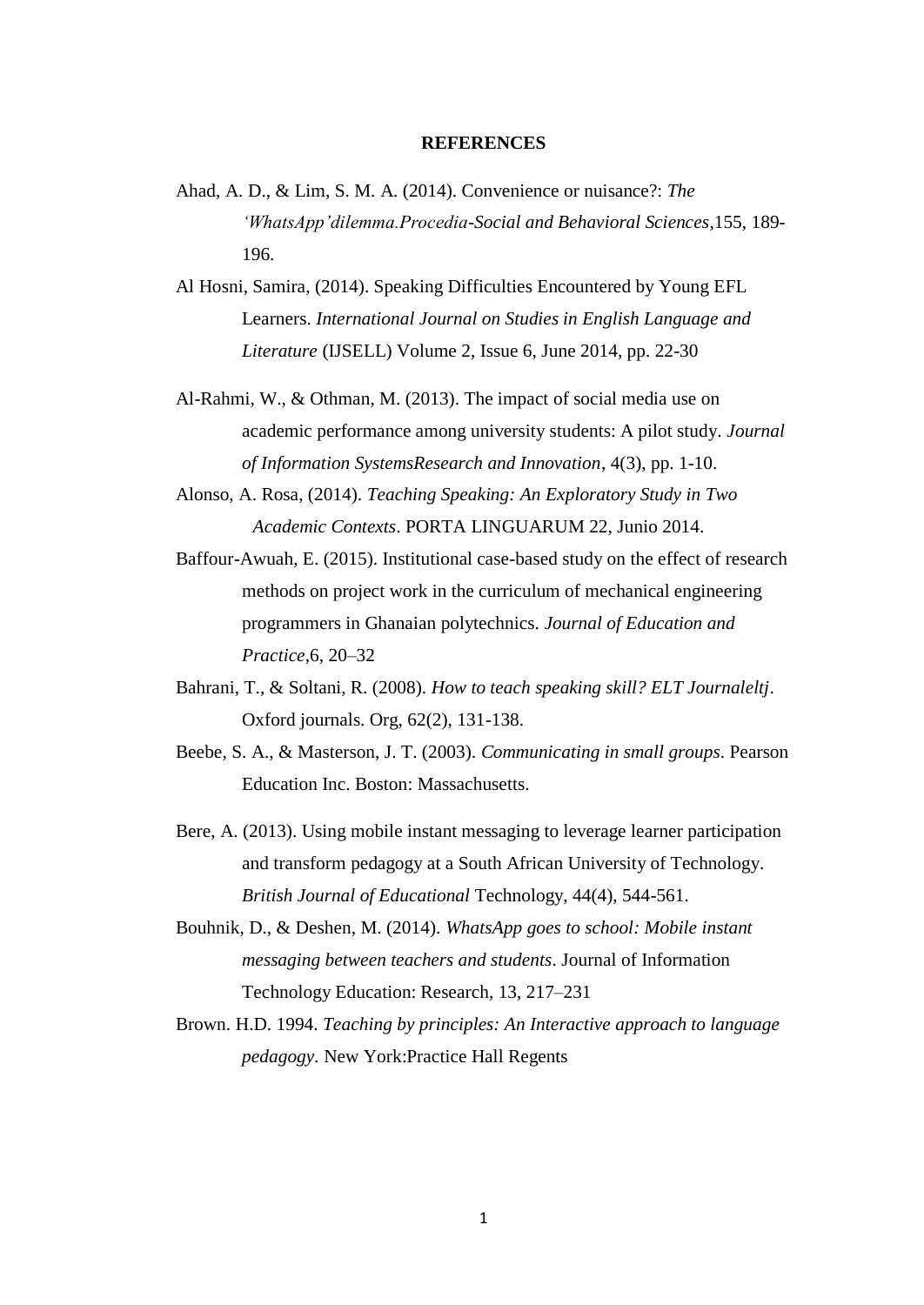**REFERENCES**

Ahad, A. D., & Lim, S. M. A. (2014). Convenience or nuisance?: *The 'WhatsApp'dilemma.Procedia-Social and Behavioral Sciences*,155, 189-196.

Al Hosni, Samira, (2014). Speaking Difficulties Encountered by Young EFL Learners. *International Journal on Studies in English Language and Literature* (IJSELL) Volume 2, Issue 6, June 2014, pp. 22-30

Al-Rahmi, W., & Othman, M. (2013). The impact of social media use on academic performance among university students: A pilot study. *Journal of Information SystemsResearch and Innovation*, 4(3), pp. 1-10.

Alonso, A. Rosa, (2014). *Teaching Speaking: An Exploratory Study in Two Academic Contexts*. PORTA LINGUARUM 22, Junio 2014.

Baffour-Awuah, E. (2015). Institutional case-based study on the effect of research methods on project work in the curriculum of mechanical engineering programmers in Ghanaian polytechnics. *Journal of Education and Practice*,6, 20–32

Bahrani, T., & Soltani, R. (2008). *How to teach speaking skill? ELT Journaleltj*. Oxford journals. Org, 62(2), 131-138.

Beebe, S. A., & Masterson, J. T. (2003). *Communicating in small groups*. Pearson Education Inc. Boston: Massachusetts.

Bere, A. (2013). Using mobile instant messaging to leverage learner participation and transform pedagogy at a South African University of Technology. *British Journal of Educational* Technology, 44(4), 544-561.

Bouhnik, D., & Deshen, M. (2014). *WhatsApp goes to school: Mobile instant messaging between teachers and students*. Journal of Information Technology Education: Research, 13, 217–231

Brown. H.D. 1994. *Teaching by principles: An Interactive approach to language pedagogy.* New York:Practice Hall Regents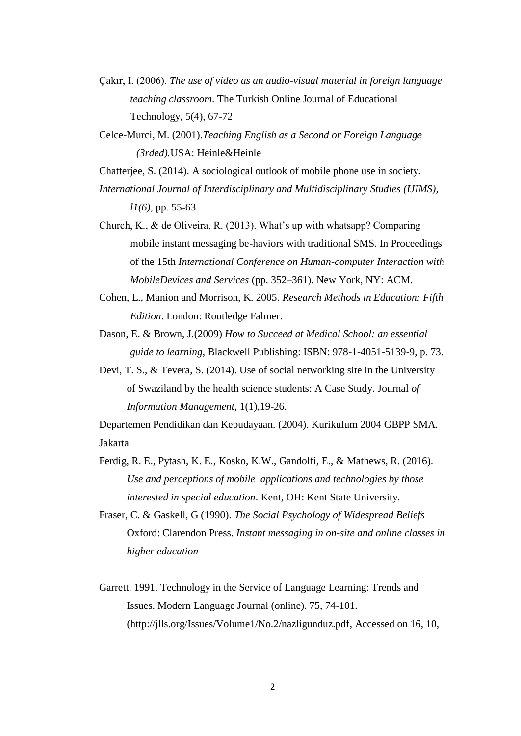Çakır, I. (2006). *The use of video as an audio-visual material in foreign language teaching classroom*. The Turkish Online Journal of Educational Technology, 5(4), 67-72

Celce-Murci, M. (2001).*Teaching English as a Second or Foreign Language (3rded).*USA: Heinle&Heinle

Chatterjee, S. (2014). A sociological outlook of mobile phone use in society. *International Journal of Interdisciplinary and Multidisciplinary Studies (IJIMS), l1(6)*, pp. 55-63.

Church, K., & de Oliveira, R. (2013). What's up with whatsapp? Comparing mobile instant messaging be-haviors with traditional SMS. In Proceedings of the 15th *International Conference on Human-computer Interaction with MobileDevices and Services* (pp. 352–361). New York, NY: ACM.

Cohen, L., Manion and Morrison, K. 2005. *Research Methods in Education: Fifth Edition*. London: Routledge Falmer.

Dason, E. & Brown, J.(2009) *How to Succeed at Medical School: an essential guide to learning*, Blackwell Publishing: ISBN: 978-1-4051-5139-9, p. 73.

Devi, T. S., & Tevera, S. (2014). Use of social networking site in the University of Swaziland by the health science students: A Case Study. Journal *of Information Management*, 1(1),19-26.

Departemen Pendidikan dan Kebudayaan. (2004). Kurikulum 2004 GBPP SMA. Jakarta

Ferdig, R. E., Pytash, K. E., Kosko, K.W., Gandolfi, E., & Mathews, R. (2016). *Use and perceptions of mobile applications and technologies by those interested in special education*. Kent, OH: Kent State University.

Fraser, C. & Gaskell, G (1990). *The Social Psychology of Widespread Beliefs* Oxford: Clarendon Press. *Instant messaging in on-site and online classes in higher education*

Garrett. 1991. Technology in the Service of Language Learning: Trends and Issues. Modern Language Journal (online). 75, 74-101. (http://jlls.org/Issues/Volume1/No.2/nazligunduz.pdf, Accessed on 16, 10,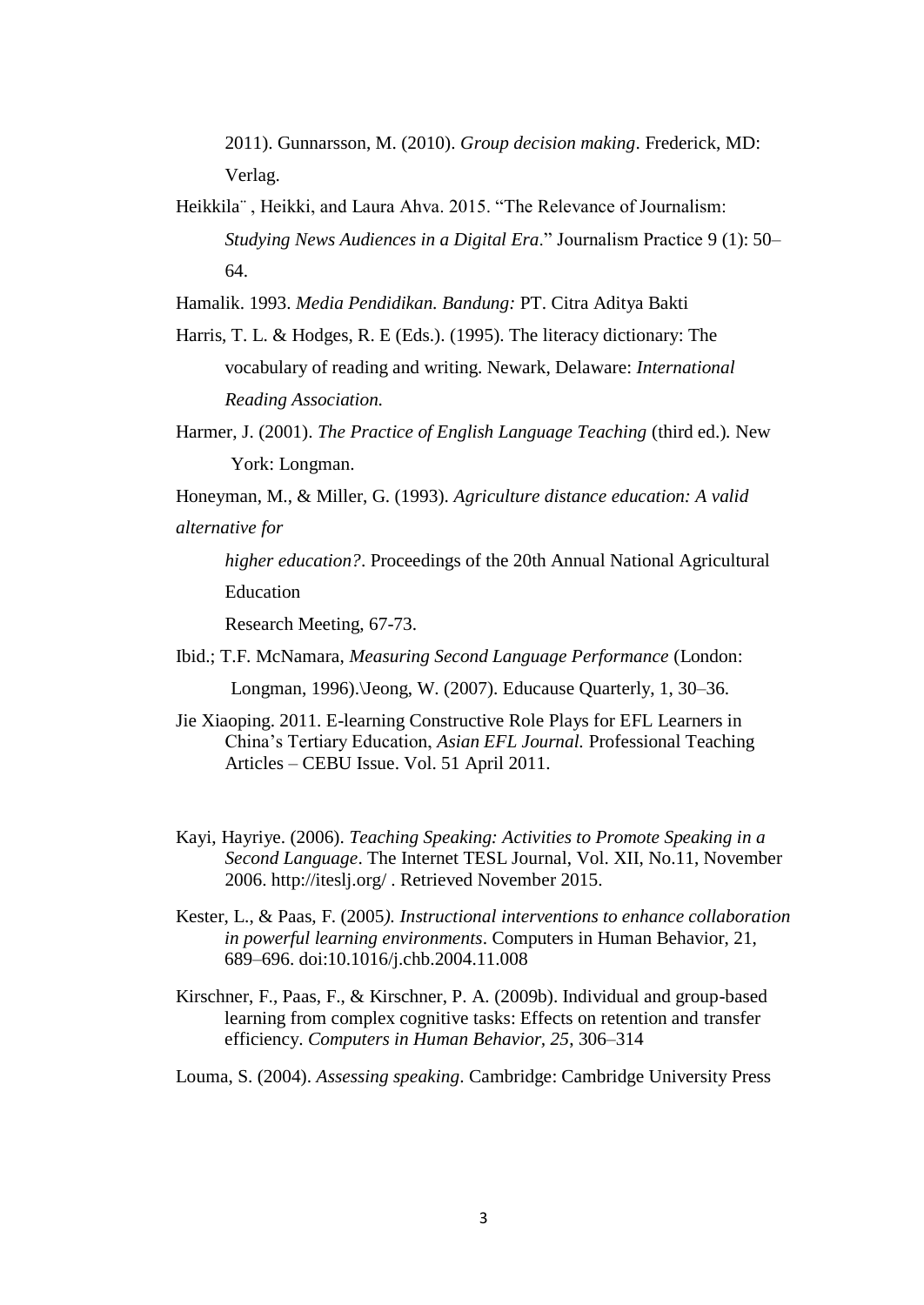2011). Gunnarsson, M. (2010). *Group decision making*. Frederick, MD: Verlag.

Heikkila¨ , Heikki, and Laura Ahva. 2015. "The Relevance of Journalism: *Studying News Audiences in a Digital Era*." Journalism Practice 9 (1): 50–64.

Hamalik. 1993. *Media Pendidikan. Bandung:* PT. Citra Aditya Bakti

Harris, T. L. & Hodges, R. E (Eds.). (1995). The literacy dictionary: The vocabulary of reading and writing. Newark, Delaware: *International Reading Association.*

Harmer, J. (2001). *The Practice of English Language Teaching* (third ed.). New York: Longman.

Honeyman, M., & Miller, G. (1993). *Agriculture distance education: A valid alternative for*

*higher education?*. Proceedings of the 20th Annual National Agricultural Education

Research Meeting, 67-73.

Ibid.; T.F. McNamara, *Measuring Second Language Performance* (London: Longman, 1996).\Jeong, W. (2007). Educause Quarterly, 1, 30–36.

Jie Xiaoping. 2011. E-learning Constructive Role Plays for EFL Learners in China's Tertiary Education, *Asian EFL Journal.* Professional Teaching Articles – CEBU Issue. Vol. 51 April 2011.

Kayi, Hayriye. (2006). *Teaching Speaking: Activities to Promote Speaking in a Second Language*. The Internet TESL Journal, Vol. XII, No.11, November 2006. http://iteslj.org/ . Retrieved November 2015.

Kester, L., & Paas, F. (2005*). Instructional interventions to enhance collaboration in powerful learning environments*. Computers in Human Behavior, 21, 689–696. doi:10.1016/j.chb.2004.11.008

Kirschner, F., Paas, F., & Kirschner, P. A. (2009b). Individual and group-based learning from complex cognitive tasks: Effects on retention and transfer efficiency. *Computers in Human Behavior, 25*, 306–314

Louma, S. (2004). *Assessing speaking*. Cambridge: Cambridge University Press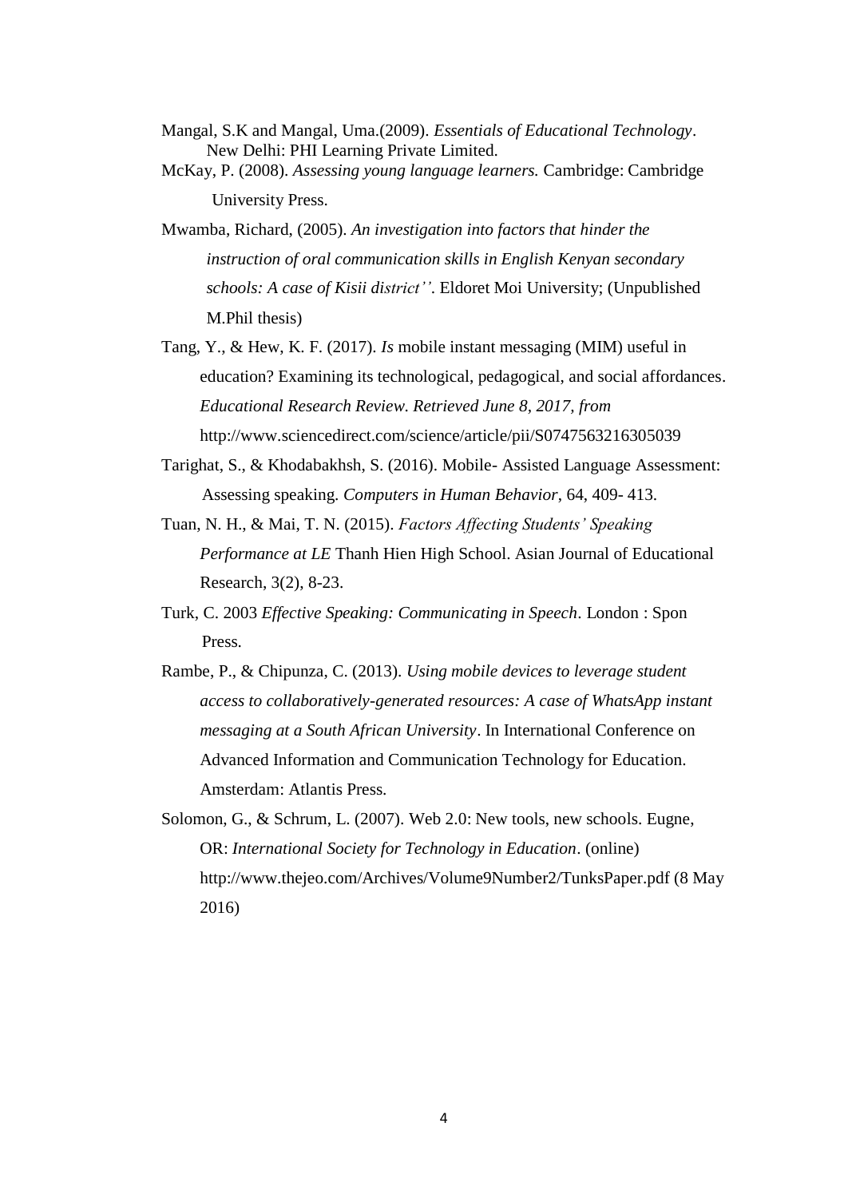Mangal, S.K and Mangal, Uma.(2009). *Essentials of Educational Technology*. New Delhi: PHI Learning Private Limited.

McKay, P. (2008). *Assessing young language learners.* Cambridge: Cambridge University Press.

Mwamba, Richard, (2005). *An investigation into factors that hinder the instruction of oral communication skills in English Kenyan secondary schools: A case of Kisii district''*. Eldoret Moi University; (Unpublished M.Phil thesis)

Tang, Y., & Hew, K. F. (2017). *Is* mobile instant messaging (MIM) useful in education? Examining its technological, pedagogical, and social affordances. *Educational Research Review. Retrieved June 8, 2017, from* http://www.sciencedirect.com/science/article/pii/S0747563216305039

Tarighat, S., & Khodabakhsh, S. (2016). Mobile- Assisted Language Assessment: Assessing speaking. *Computers in Human Behavior*, 64, 409- 413.

Tuan, N. H., & Mai, T. N. (2015). *Factors Affecting Students' Speaking Performance at LE* Thanh Hien High School. Asian Journal of Educational Research, 3(2), 8-23.

Turk, C. 2003 *Effective Speaking: Communicating in Speech*. London : Spon Press.

Rambe, P., & Chipunza, C. (2013). *Using mobile devices to leverage student access to collaboratively-generated resources: A case of WhatsApp instant messaging at a South African University*. In International Conference on Advanced Information and Communication Technology for Education. Amsterdam: Atlantis Press.

Solomon, G., & Schrum, L. (2007). Web 2.0: New tools, new schools. Eugne, OR: *International Society for Technology in Education*. (online) http://www.thejeo.com/Archives/Volume9Number2/TunksPaper.pdf (8 May 2016)